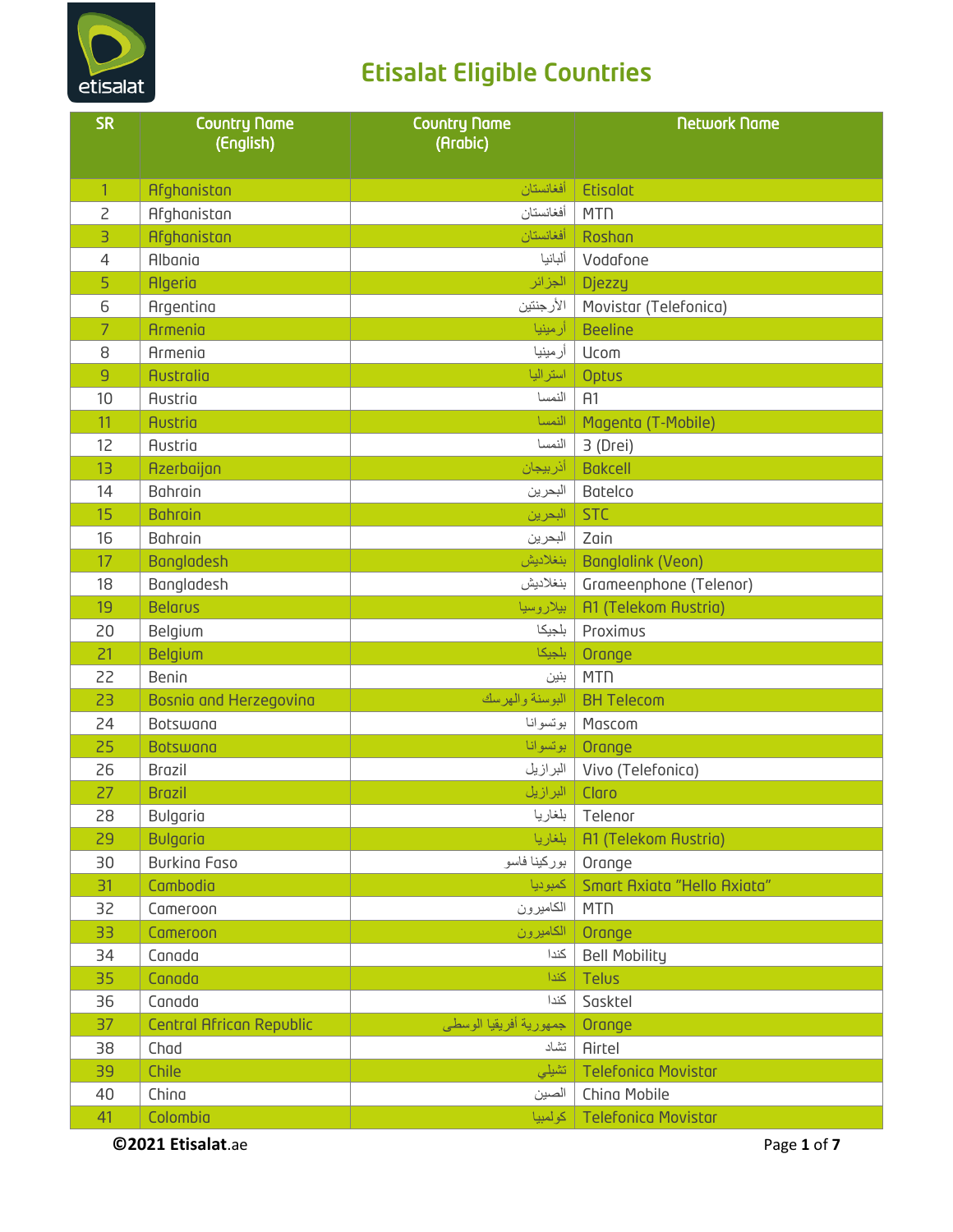# Etisalat Eligible Countries

| SR | Country Name (English) | Country Name (Arabic) | Network Name |
|---|---|---|---|
| 1 | Afghanistan | أفغانستان | Etisalat |
| 2 | Afghanistan | أفغانستان | MTN |
| 3 | Afghanistan | أفغانستان | Roshan |
| 4 | Albania | ألبانيا | Vodafone |
| 5 | Algeria | الجزائر | Djezzy |
| 6 | Argentina | الأرجنتين | Movistar (Telefonica) |
| 7 | Armenia | أرمينيا | Beeline |
| 8 | Armenia | أرمينيا | Ucom |
| 9 | Australia | استراليا | Optus |
| 10 | Austria | النمسا | A1 |
| 11 | Austria | النمسا | Magenta (T-Mobile) |
| 12 | Austria | النمسا | 3 (Drei) |
| 13 | Azerbaijan | أذربيجان | Bakcell |
| 14 | Bahrain | البحرين | Batelco |
| 15 | Bahrain | البحرين | STC |
| 16 | Bahrain | البحرين | Zain |
| 17 | Bangladesh | بنغلاديش | Banglalink (Veon) |
| 18 | Bangladesh | بنغلاديش | Grameenphone (Telenor) |
| 19 | Belarus | بيلاروسيا | A1 (Telekom Austria) |
| 20 | Belgium | بلجيكا | Proximus |
| 21 | Belgium | بلجيكا | Orange |
| 22 | Benin | بنين | MTN |
| 23 | Bosnia and Herzegovina | البوسنة والهرسك | BH Telecom |
| 24 | Botswana | بوتسوانا | Mascom |
| 25 | Botswana | بوتسوانا | Orange |
| 26 | Brazil | البرازيل | Vivo (Telefonica) |
| 27 | Brazil | البرازيل | Claro |
| 28 | Bulgaria | بلغاريا | Telenor |
| 29 | Bulgaria | بلغاريا | A1 (Telekom Austria) |
| 30 | Burkina Faso | بوركينا فاسو | Orange |
| 31 | Cambodia | كمبوديا | Smart Axiata "Hello Axiata" |
| 32 | Cameroon | الكاميرون | MTN |
| 33 | Cameroon | الكاميرون | Orange |
| 34 | Canada | كندا | Bell Mobility |
| 35 | Canada | كندا | Telus |
| 36 | Canada | كندا | Sasktel |
| 37 | Central African Republic | جمهورية أفريقيا الوسطى | Orange |
| 38 | Chad | تشاد | Airtel |
| 39 | Chile | تشيلي | Telefonica Movistar |
| 40 | China | الصين | China Mobile |
| 41 | Colombia | كولمبيا | Telefonica Movistar |

**©2021 Etisalat**.ae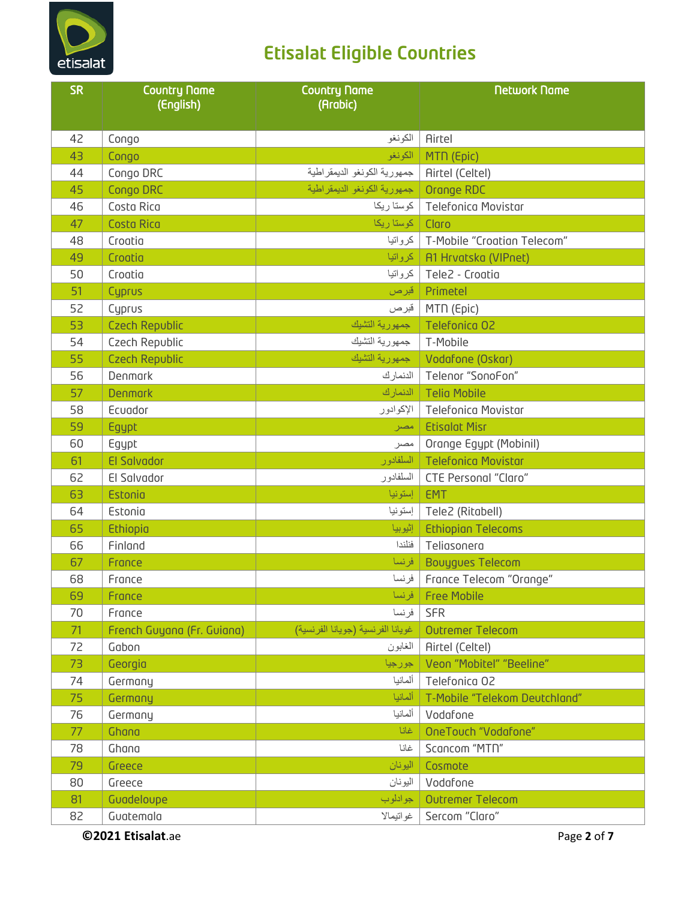# Etisalat Eligible Countries

| SR | Country Name (English) | Country Name (Arabic) | Network Name |
|---|---|---|---|
| 42 | Congo | الكونغو | Airtel |
| 43 | Congo | الكونغو | MTN (Epic) |
| 44 | Congo DRC | جمهورية الكونغو الديمقراطية | Airtel (Celtel) |
| 45 | Congo DRC | جمهورية الكونغو الديمقراطية | Orange RDC |
| 46 | Costa Rica | كوستا ريكا | Telefonica Movistar |
| 47 | Costa Rica | كوستا ريكا | Claro |
| 48 | Croatia | كرواتيا | T-Mobile “Croatian Telecom” |
| 49 | Croatia | كرواتيا | A1 Hrvatska (VIPnet) |
| 50 | Croatia | كرواتيا | Tele2 - Croatia |
| 51 | Cyprus | قبرص | Primetel |
| 52 | Cyprus | قبرص | MTN (Epic) |
| 53 | Czech Republic | جمهورية التشيك | Telefonica O2 |
| 54 | Czech Republic | جمهورية التشيك | T-Mobile |
| 55 | Czech Republic | جمهورية التشيك | Vodafone (Oskar) |
| 56 | Denmark | الدنمارك | Telenor “SonoFon” |
| 57 | Denmark | الدنمارك | Telia Mobile |
| 58 | Ecuador | الإكوادور | Telefonica Movistar |
| 59 | Egypt | مصر | Etisalat Misr |
| 60 | Egypt | مصر | Orange Egypt (Mobinil) |
| 61 | El Salvador | السلفادور | Telefonica Movistar |
| 62 | El Salvador | السلفادور | CTE Personal “Claro” |
| 63 | Estonia | إستونيا | EMT |
| 64 | Estonia | إستونيا | Tele2 (Ritabell) |
| 65 | Ethiopia | إثيوبيا | Ethiopian Telecoms |
| 66 | Finland | فنلندا | Teliasonera |
| 67 | France | فرنسا | Bouygues Telecom |
| 68 | France | فرنسا | France Telecom “Orange” |
| 69 | France | فرنسا | Free Mobile |
| 70 | France | فرنسا | SFR |
| 71 | French Guyana (Fr. Guiana) | غويانا الفرنسية (جويانا الفرنسية) | Outremer Telecom |
| 72 | Gabon | الغابون | Airtel (Celtel) |
| 73 | Georgia | جورجيا | Veon “Mobitel” “Beeline” |
| 74 | Germany | ألمانيا | Telefonica O2 |
| 75 | Germany | ألمانيا | T-Mobile “Telekom Deutchland” |
| 76 | Germany | ألمانيا | Vodafone |
| 77 | Ghana | غانا | OneTouch “Vodafone” |
| 78 | Ghana | غانا | Scancom “MTN” |
| 79 | Greece | اليونان | Cosmote |
| 80 | Greece | اليونان | Vodafone |
| 81 | Guadeloupe | جوادلوب | Outremer Telecom |
| 82 | Guatemala | غواتيمالا | Sercom “Claro” |

©2021 Etisalat.ae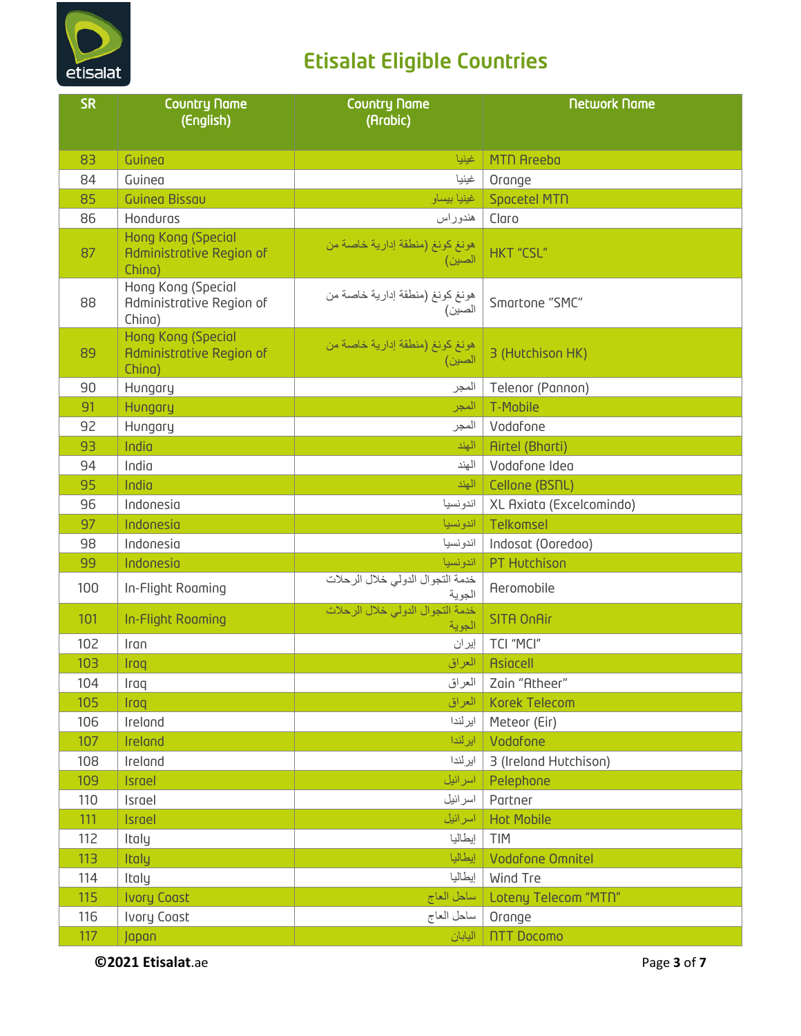# Etisalat Eligible Countries

| SR | Country Name (English) | Country Name (Arabic) | Network Name |
|---|---|---|---|
| 83 | Guinea | غينيا | MTN Areeba |
| 84 | Guinea | غينيا | Orange |
| 85 | Guinea Bissau | غينيا بيساو | Spacetel MTN |
| 86 | Honduras | هندوراس | Claro |
| 87 | Hong Kong (Special Administrative Region of China) | هونغ كونغ (منطقة إدارية خاصة من الصين) | HKT "CSL" |
| 88 | Hong Kong (Special Administrative Region of China) | هونغ كونغ (منطقة إدارية خاصة من الصين) | Smartone "SMC" |
| 89 | Hong Kong (Special Administrative Region of China) | هونغ كونغ (منطقة إدارية خاصة من الصين) | 3 (Hutchison HK) |
| 90 | Hungary | المجر | Telenor (Pannon) |
| 91 | Hungary | المجر | T-Mobile |
| 92 | Hungary | المجر | Vodafone |
| 93 | India | الهند | Airtel (Bharti) |
| 94 | India | الهند | Vodafone Idea |
| 95 | India | الهند | Cellone (BSNL) |
| 96 | Indonesia | اندونسيا | XL Axiata (Excelcomindo) |
| 97 | Indonesia | اندونسيا | Telkomsel |
| 98 | Indonesia | اندونسيا | Indosat (Ooredoo) |
| 99 | Indonesia | اندونسيا | PT Hutchison |
| 100 | In-Flight Roaming | خدمة التجوال الدولي خلال الرحلات الجوية | Aeromobile |
| 101 | In-Flight Roaming | خدمة التجوال الدولي خلال الرحلات الجوية | SITA OnAir |
| 102 | Iran | إيران | TCI "MCI" |
| 103 | Iraq | العراق | Asiacell |
| 104 | Iraq | العراق | Zain "Atheer" |
| 105 | Iraq | العراق | Korek Telecom |
| 106 | Ireland | ايرلندا | Meteor (Eir) |
| 107 | Ireland | ايرلندا | Vodafone |
| 108 | Ireland | ايرلندا | 3 (Ireland Hutchison) |
| 109 | Israel | اسرائيل | Pelephone |
| 110 | Israel | اسرائيل | Partner |
| 111 | Israel | اسرائيل | Hot Mobile |
| 112 | Italy | إيطاليا | TIM |
| 113 | Italy | إيطاليا | Vodafone Omnitel |
| 114 | Italy | إيطاليا | Wind Tre |
| 115 | Ivory Coast | ساحل العاج | Loteny Telecom "MTN" |
| 116 | Ivory Coast | ساحل العاج | Orange |
| 117 | Japan | اليابان | NTT Docomo |

**©2021 Etisalat**.ae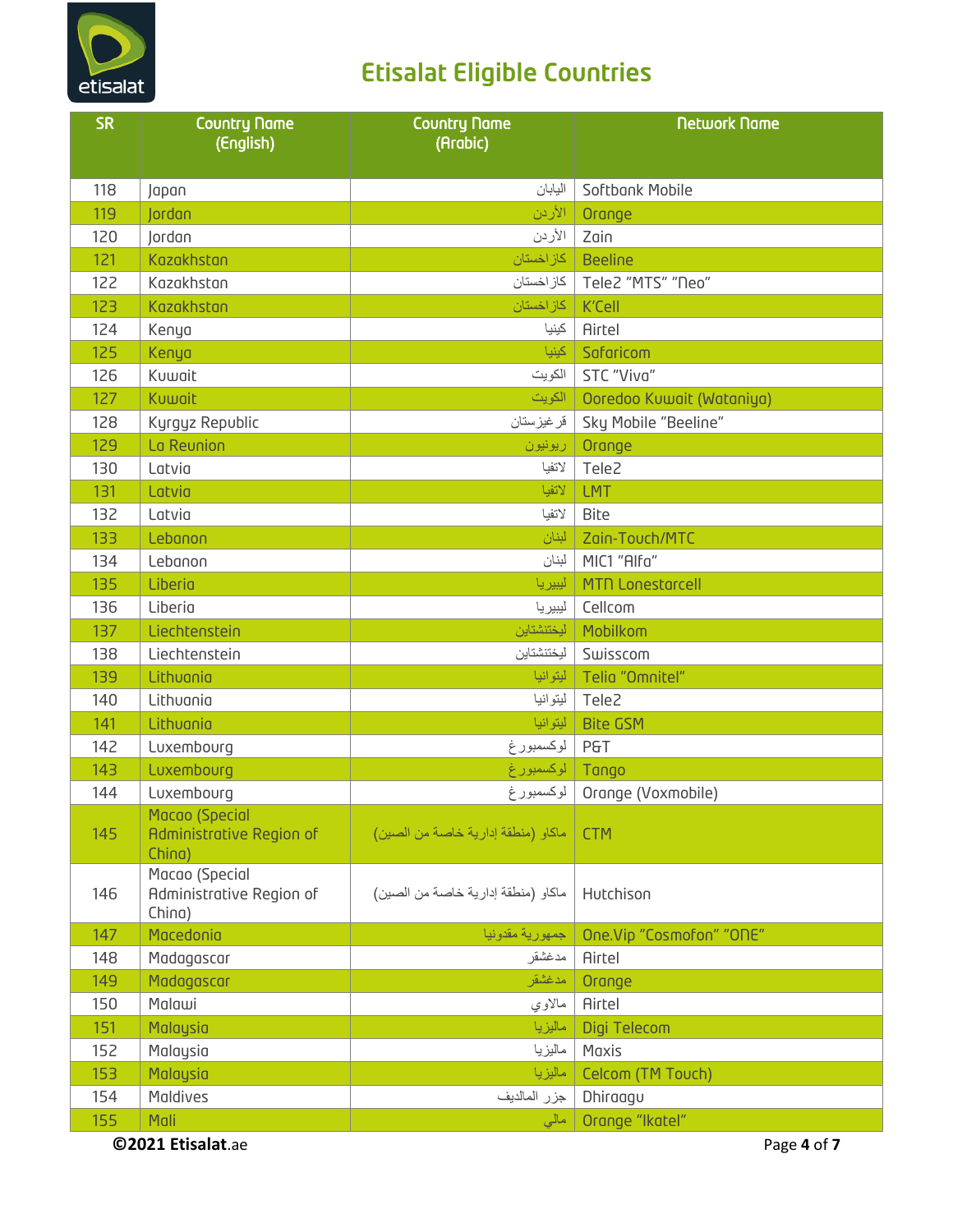# Etisalat Eligible Countries

| SR | Country Name (English) | Country Name (Arabic) | Network Name |
|---|---|---|---|
| 118 | Japan | اليابان | Softbank Mobile |
| 119 | Jordan | الأردن | Orange |
| 120 | Jordan | الأردن | Zain |
| 121 | Kazakhstan | كازاخستان | Beeline |
| 122 | Kazakhstan | كازاخستان | Tele2 "MTS" "Neo" |
| 123 | Kazakhstan | كازاخستان | K'Cell |
| 124 | Kenya | كينيا | Airtel |
| 125 | Kenya | كينيا | Safaricom |
| 126 | Kuwait | الكويت | STC "Viva" |
| 127 | Kuwait | الكويت | Ooredoo Kuwait (Wataniya) |
| 128 | Kyrgyz Republic | قرغيزستان | Sky Mobile "Beeline" |
| 129 | La Reunion | ريونيون | Orange |
| 130 | Latvia | لاتفيا | Tele2 |
| 131 | Latvia | لاتفيا | LMT |
| 132 | Latvia | لاتفيا | Bite |
| 133 | Lebanon | لبنان | Zain-Touch/MTC |
| 134 | Lebanon | لبنان | MIC1 "Alfa" |
| 135 | Liberia | ليبيريا | MTN Lonestarcell |
| 136 | Liberia | ليبيريا | Cellcom |
| 137 | Liechtenstein | ليختنشتاين | Mobilkom |
| 138 | Liechtenstein | ليختنشتاين | Swisscom |
| 139 | Lithuania | ليتوانيا | Telia "Omnitel" |
| 140 | Lithuania | ليتوانيا | Tele2 |
| 141 | Lithuania | ليتوانيا | Bite GSM |
| 142 | Luxembourg | لوكسمبورغ | P&T |
| 143 | Luxembourg | لوكسمبورغ | Tango |
| 144 | Luxembourg | لوكسمبورغ | Orange (Voxmobile) |
| 145 | Macao (Special Administrative Region of China) | ماكاو (منطقة إدارية خاصة من الصين) | CTM |
| 146 | Macao (Special Administrative Region of China) | ماكاو (منطقة إدارية خاصة من الصين) | Hutchison |
| 147 | Macedonia | جمهورية مقدونيا | One.Vip "Cosmofon" "ONE" |
| 148 | Madagascar | مدغشقر | Airtel |
| 149 | Madagascar | مدغشقر | Orange |
| 150 | Malawi | مالاوي | Airtel |
| 151 | Malaysia | ماليزيا | Digi Telecom |
| 152 | Malaysia | ماليزيا | Maxis |
| 153 | Malaysia | ماليزيا | Celcom (TM Touch) |
| 154 | Maldives | جزر المالديف | Dhiraagu |
| 155 | Mali | مالي | Orange "Ikatel" |

©2021 Etisalat.ae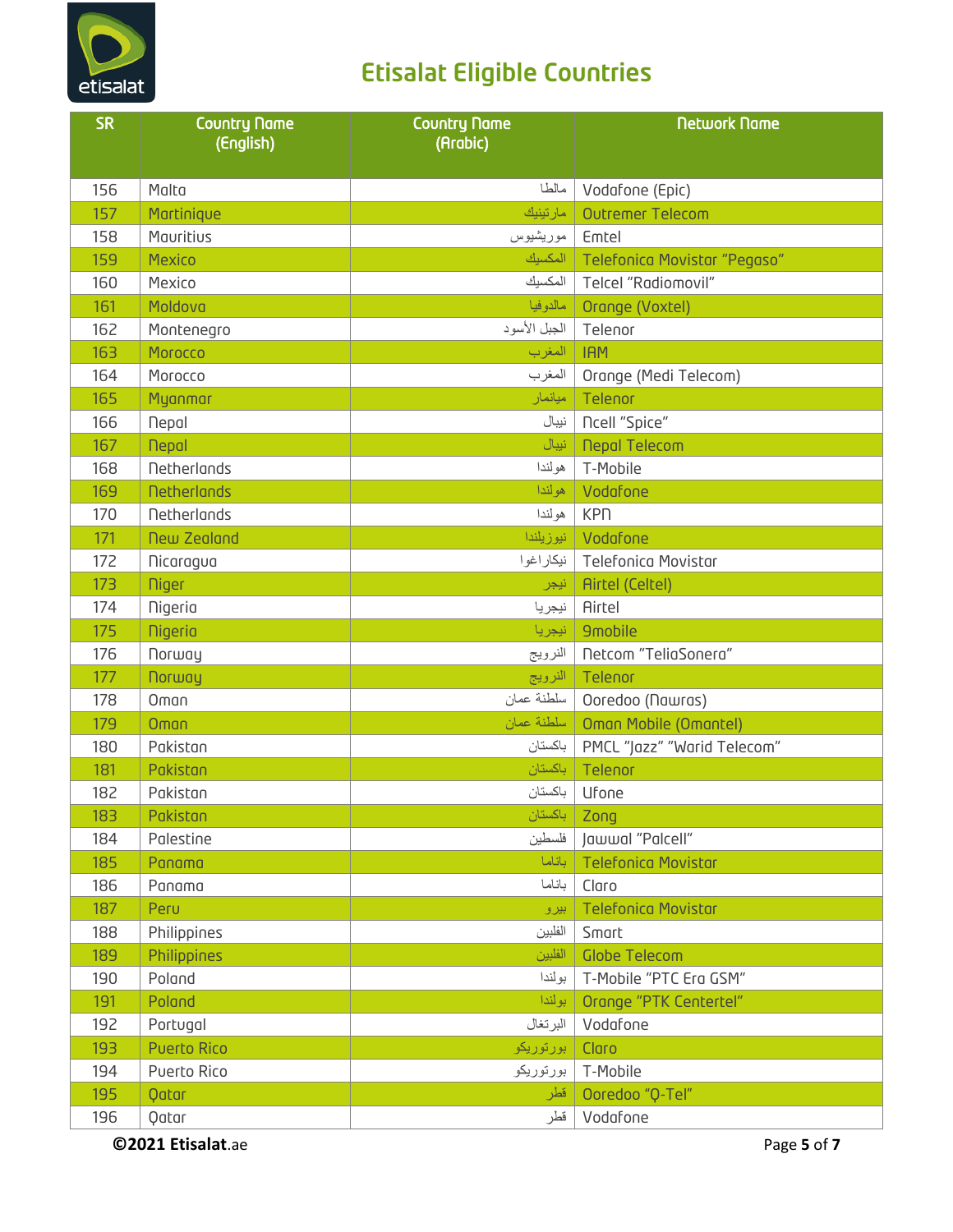# Etisalat Eligible Countries

| SR | Country Name (English) | Country Name (Arabic) | Network Name |
|---|---|---|---|
| 156 | Malta | مالطا | Vodafone (Epic) |
| 157 | Martinique | مارتينيك | Outremer Telecom |
| 158 | Mauritius | موريشيوس | Emtel |
| 159 | Mexico | المكسيك | Telefonica Movistar "Pegaso" |
| 160 | Mexico | المكسيك | Telcel "Radiomovil" |
| 161 | Moldova | مالدوفيا | Orange (Voxtel) |
| 162 | Montenegro | الجبل الأسود | Telenor |
| 163 | Morocco | المغرب | IAM |
| 164 | Morocco | المغرب | Orange (Medi Telecom) |
| 165 | Myanmar | ميانمار | Telenor |
| 166 | Nepal | نيبال | Ncell "Spice" |
| 167 | Nepal | نيبال | Nepal Telecom |
| 168 | Netherlands | هولندا | T-Mobile |
| 169 | Netherlands | هولندا | Vodafone |
| 170 | Netherlands | هولندا | KPN |
| 171 | New Zealand | نيوزيلندا | Vodafone |
| 172 | Nicaragua | نيكاراغوا | Telefonica Movistar |
| 173 | Niger | نيجر | Airtel (Celtel) |
| 174 | Nigeria | نيجريا | Airtel |
| 175 | Nigeria | نيجريا | 9mobile |
| 176 | Norway | النرويج | Netcom "TeliaSonera" |
| 177 | Norway | النرويج | Telenor |
| 178 | Oman | سلطنة عمان | Ooredoo (Nawras) |
| 179 | Oman | سلطنة عمان | Oman Mobile (Omantel) |
| 180 | Pakistan | باكستان | PMCL "Jazz" "Warid Telecom" |
| 181 | Pakistan | باكستان | Telenor |
| 182 | Pakistan | باكستان | Ufone |
| 183 | Pakistan | باكستان | Zong |
| 184 | Palestine | فلسطين | Jawwal "Palcell" |
| 185 | Panama | باناما | Telefonica Movistar |
| 186 | Panama | باناما | Claro |
| 187 | Peru | بيرو | Telefonica Movistar |
| 188 | Philippines | الفلبين | Smart |
| 189 | Philippines | الفلبين | Globe Telecom |
| 190 | Poland | بولندا | T-Mobile "PTC Era GSM" |
| 191 | Poland | بولندا | Orange "PTK Centertel" |
| 192 | Portugal | البرتغال | Vodafone |
| 193 | Puerto Rico | بورتوريكو | Claro |
| 194 | Puerto Rico | بورتوريكو | T-Mobile |
| 195 | Qatar | قطر | Ooredoo "Q-Tel" |
| 196 | Qatar | قطر | Vodafone |

©2021 **Etisalat**.ae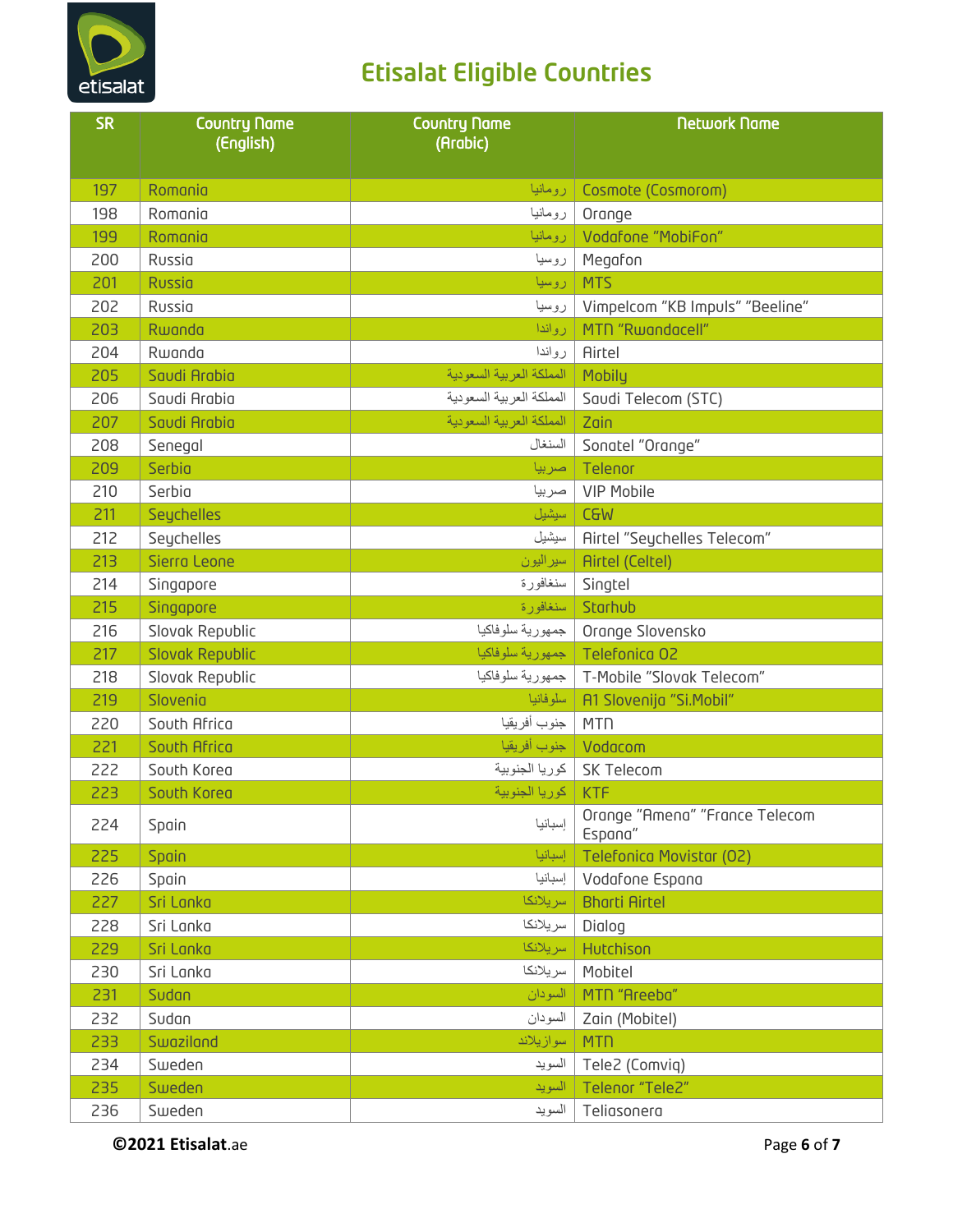# Etisalat Eligible Countries

| SR | Country Name (English) | Country Name (Arabic) | Network Name |
|---|---|---|---|
| 197 | Romania | رومانيا | Cosmote (Cosmorom) |
| 198 | Romania | رومانيا | Orange |
| 199 | Romania | رومانيا | Vodafone "MobiFon" |
| 200 | Russia | روسيا | Megafon |
| 201 | Russia | روسيا | MTS |
| 202 | Russia | روسيا | Vimpelcom "KB Impuls" "Beeline" |
| 203 | Rwanda | رواندا | MTN "Rwandacell" |
| 204 | Rwanda | رواندا | Airtel |
| 205 | Saudi Arabia | المملكة العربية السعودية | Mobily |
| 206 | Saudi Arabia | المملكة العربية السعودية | Saudi Telecom (STC) |
| 207 | Saudi Arabia | المملكة العربية السعودية | Zain |
| 208 | Senegal | السنغال | Sonatel "Orange" |
| 209 | Serbia | صربيا | Telenor |
| 210 | Serbia | صربيا | VIP Mobile |
| 211 | Seychelles | سيشيل | C&W |
| 212 | Seychelles | سيشيل | Airtel "Seychelles Telecom" |
| 213 | Sierra Leone | سيراليون | Airtel (Celtel) |
| 214 | Singapore | سنغافورة | Singtel |
| 215 | Singapore | سنغافورة | Starhub |
| 216 | Slovak Republic | جمهورية سلوفاكيا | Orange Slovensko |
| 217 | Slovak Republic | جمهورية سلوفاكيا | Telefonica O2 |
| 218 | Slovak Republic | جمهورية سلوفاكيا | T-Mobile "Slovak Telecom" |
| 219 | Slovenia | سلوفانيا | A1 Slovenija "Si.Mobil" |
| 220 | South Africa | جنوب أفريقيا | MTN |
| 221 | South Africa | جنوب أفريقيا | Vodacom |
| 222 | South Korea | كوريا الجنوبية | SK Telecom |
| 223 | South Korea | كوريا الجنوبية | KTF |
| 224 | Spain | إسبانيا | Orange "Amena" "France Telecom Espana" |
| 225 | Spain | إسبانيا | Telefonica Movistar (O2) |
| 226 | Spain | إسبانيا | Vodafone Espana |
| 227 | Sri Lanka | سريلانكا | Bharti Airtel |
| 228 | Sri Lanka | سريلانكا | Dialog |
| 229 | Sri Lanka | سريلانكا | Hutchison |
| 230 | Sri Lanka | سريلانكا | Mobitel |
| 231 | Sudan | السودان | MTN "Areeba" |
| 232 | Sudan | السودان | Zain (Mobitel) |
| 233 | Swaziland | سوازيلاند | MTN |
| 234 | Sweden | السويد | Tele2 (Comviq) |
| 235 | Sweden | السويد | Telenor "Tele2" |
| 236 | Sweden | السويد | Teliasonera |

©2021 **Etisalat**.ae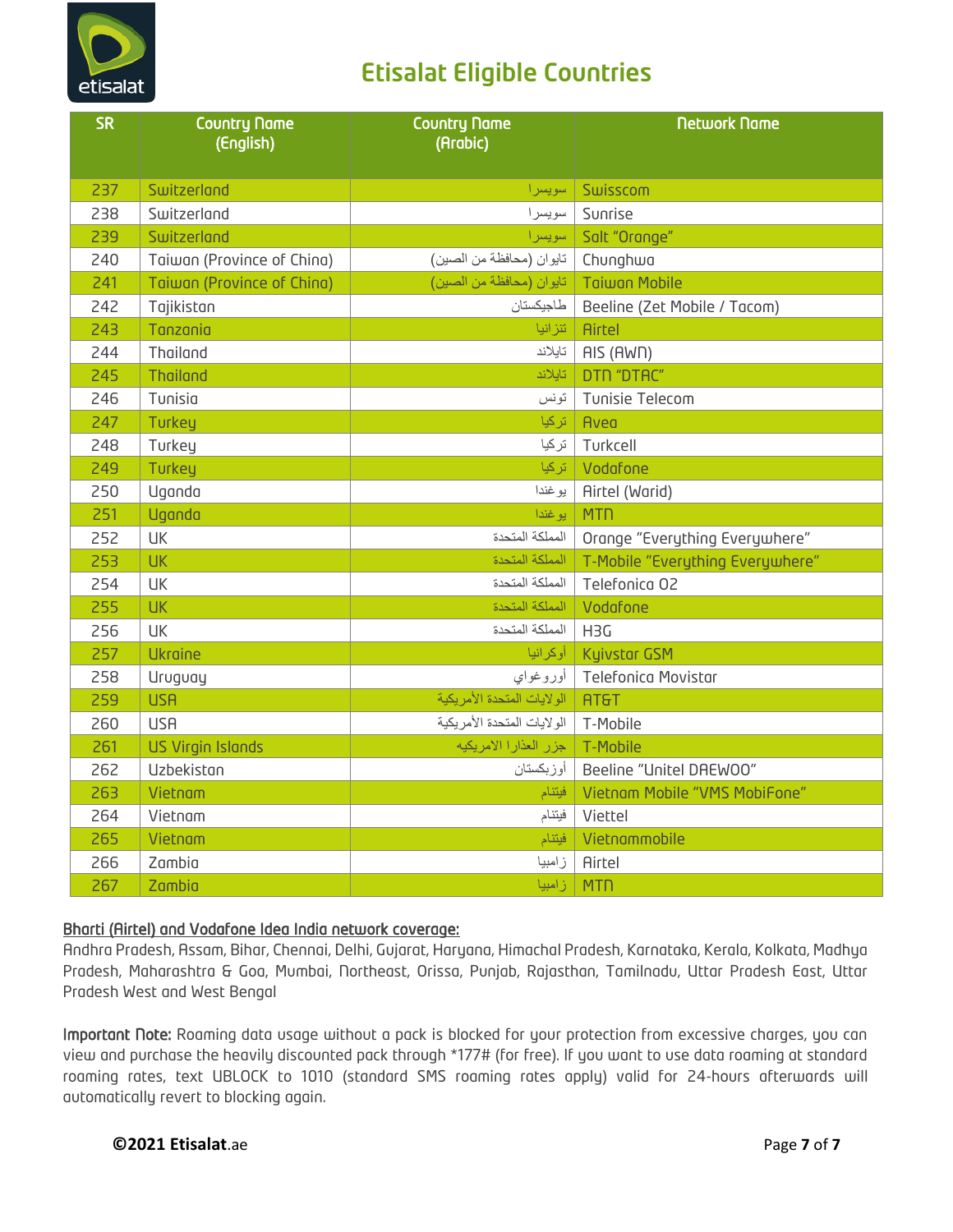# Etisalat Eligible Countries

| SR | Country Name (English) | Country Name (Arabic) | Network Name |
|---|---|---|---|
| 237 | Switzerland | سويسرا | Swisscom |
| 238 | Switzerland | سويسرا | Sunrise |
| 239 | Switzerland | سويسرا | Salt "Orange" |
| 240 | Taiwan (Province of China) | تايوان (محافظة من الصين) | Chunghwa |
| 241 | Taiwan (Province of China) | تايوان (محافظة من الصين) | Taiwan Mobile |
| 242 | Tajikistan | طاجيكستان | Beeline (Zet Mobile / Tacom) |
| 243 | Tanzania | تنزانيا | Airtel |
| 244 | Thailand | تايلاند | AIS (AWN) |
| 245 | Thailand | تايلاند | DTN "DTAC" |
| 246 | Tunisia | تونس | Tunisie Telecom |
| 247 | Turkey | تركيا | Avea |
| 248 | Turkey | تركيا | Turkcell |
| 249 | Turkey | تركيا | Vodafone |
| 250 | Uganda | يوغندا | Airtel (Warid) |
| 251 | Uganda | يوغندا | MTN |
| 252 | UK | المملكة المتحدة | Orange "Everything Everywhere" |
| 253 | UK | المملكة المتحدة | T-Mobile "Everything Everywhere" |
| 254 | UK | المملكة المتحدة | Telefonica O2 |
| 255 | UK | المملكة المتحدة | Vodafone |
| 256 | UK | المملكة المتحدة | H3G |
| 257 | Ukraine | أوكرانيا | Kyivstar GSM |
| 258 | Uruguay | أوروغواي | Telefonica Movistar |
| 259 | USA | الولايات المتحدة الأمريكية | AT&T |
| 260 | USA | الولايات المتحدة الأمريكية | T-Mobile |
| 261 | US Virgin Islands | جزر العذارا الامريكيه | T-Mobile |
| 262 | Uzbekistan | أوزبكستان | Beeline "Unitel DAEWOO" |
| 263 | Vietnam | فيتنام | Vietnam Mobile "VMS MobiFone" |
| 264 | Vietnam | فيتنام | Viettel |
| 265 | Vietnam | فيتنام | Vietnammobile |
| 266 | Zambia | زامبيا | Airtel |
| 267 | Zambia | زامبيا | MTN |

**Bharti (Airtel) and Vodafone Idea India network coverage:**

Andhra Pradesh, Assam, Bihar, Chennai, Delhi, Gujarat, Haryana, Himachal Pradesh, Karnataka, Kerala, Kolkata, Madhya Pradesh, Maharashtra & Goa, Mumbai, Northeast, Orissa, Punjab, Rajasthan, Tamilnadu, Uttar Pradesh East, Uttar Pradesh West and West Bengal

**Important Note:** Roaming data usage without a pack is blocked for your protection from excessive charges, you can view and purchase the heavily discounted pack through *177# (for free). If you want to use data roaming at standard roaming rates, text UBLOCK to 1010 (standard SMS roaming rates apply) valid for 24-hours afterwards will automatically revert to blocking again.

**©2021 Etisalat**.ae